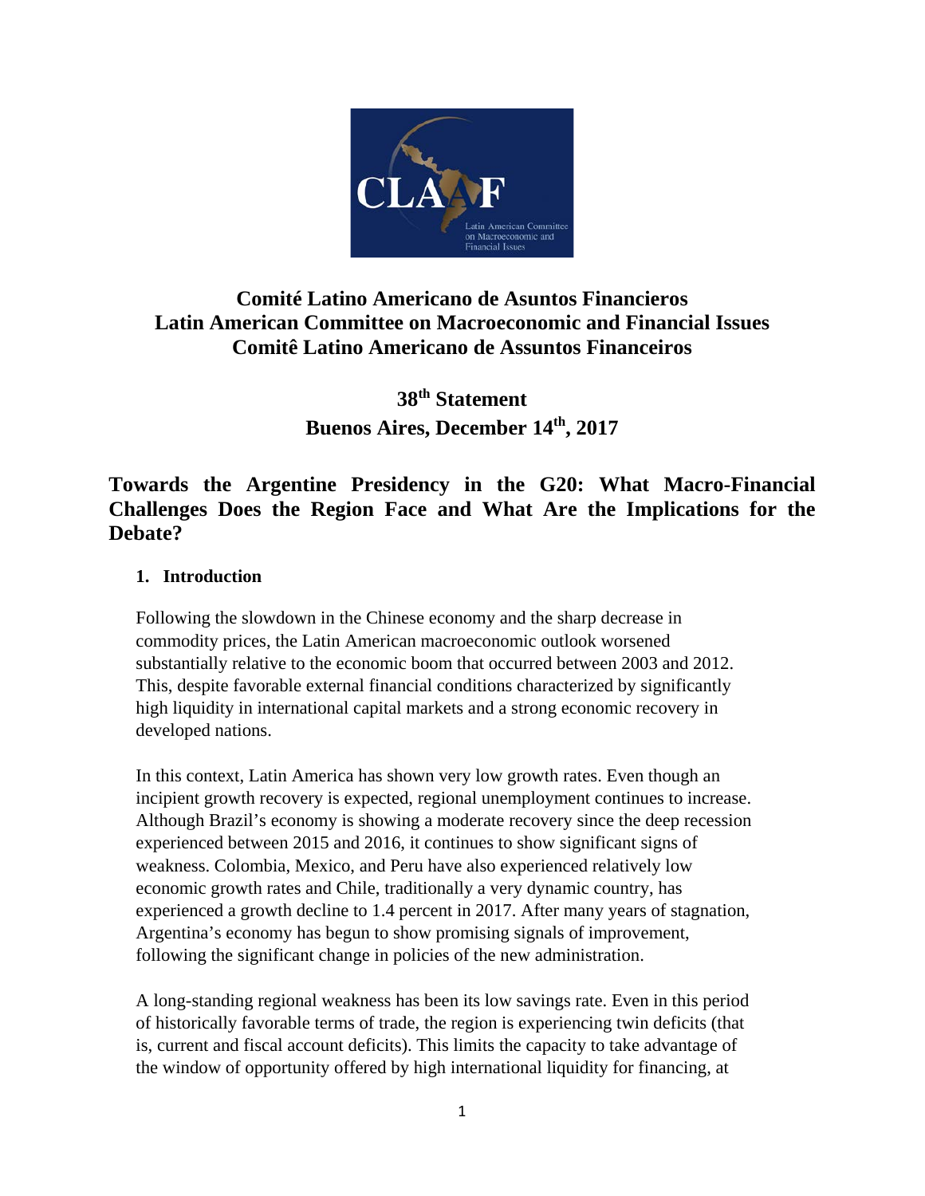**Comité Latino Americano de Asuntos Financieros**
**Latin American Committee on Macroeconomic and Financial Issues**
**Comitê Latino Americano de Assuntos Financeiros**

**38th Statement**
**Buenos Aires, December 14th, 2017**

# Towards the Argentine Presidency in the G20: What Macro-Financial Challenges Does the Region Face and What Are the Implications for the Debate?

## 1. Introduction

Following the slowdown in the Chinese economy and the sharp decrease in commodity prices, the Latin American macroeconomic outlook worsened substantially relative to the economic boom that occurred between 2003 and 2012. This, despite favorable external financial conditions characterized by significantly high liquidity in international capital markets and a strong economic recovery in developed nations.

In this context, Latin America has shown very low growth rates. Even though an incipient growth recovery is expected, regional unemployment continues to increase. Although Brazil's economy is showing a moderate recovery since the deep recession experienced between 2015 and 2016, it continues to show significant signs of weakness. Colombia, Mexico, and Peru have also experienced relatively low economic growth rates and Chile, traditionally a very dynamic country, has experienced a growth decline to 1.4 percent in 2017. After many years of stagnation, Argentina's economy has begun to show promising signals of improvement, following the significant change in policies of the new administration.

A long-standing regional weakness has been its low savings rate. Even in this period of historically favorable terms of trade, the region is experiencing twin deficits (that is, current and fiscal account deficits). This limits the capacity to take advantage of the window of opportunity offered by high international liquidity for financing, at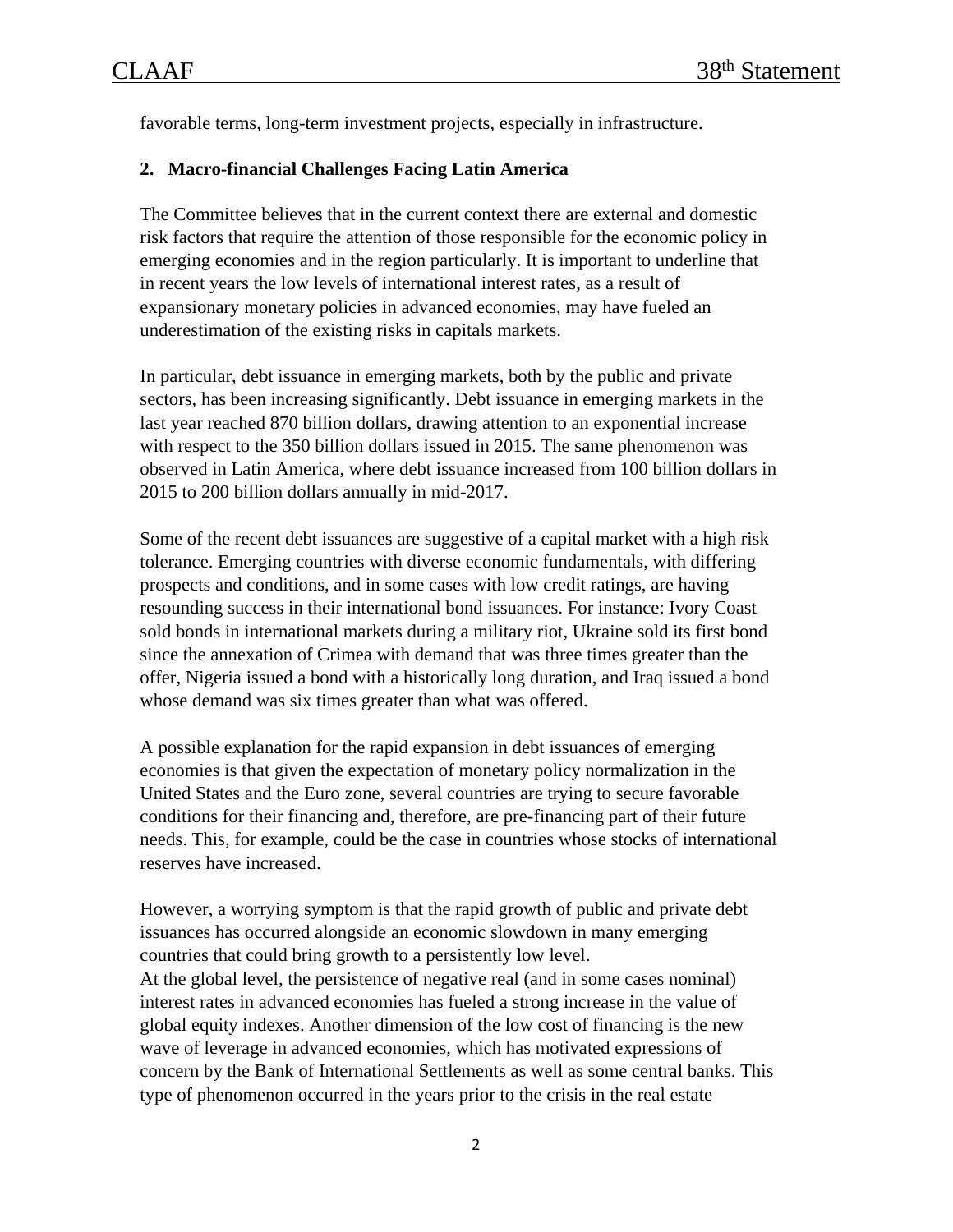favorable terms, long-term investment projects, especially in infrastructure.

## 2. Macro-financial Challenges Facing Latin America

The Committee believes that in the current context there are external and domestic risk factors that require the attention of those responsible for the economic policy in emerging economies and in the region particularly. It is important to underline that in recent years the low levels of international interest rates, as a result of expansionary monetary policies in advanced economies, may have fueled an underestimation of the existing risks in capitals markets.

In particular, debt issuance in emerging markets, both by the public and private sectors, has been increasing significantly. Debt issuance in emerging markets in the last year reached 870 billion dollars, drawing attention to an exponential increase with respect to the 350 billion dollars issued in 2015. The same phenomenon was observed in Latin America, where debt issuance increased from 100 billion dollars in 2015 to 200 billion dollars annually in mid-2017.

Some of the recent debt issuances are suggestive of a capital market with a high risk tolerance. Emerging countries with diverse economic fundamentals, with differing prospects and conditions, and in some cases with low credit ratings, are having resounding success in their international bond issuances. For instance: Ivory Coast sold bonds in international markets during a military riot, Ukraine sold its first bond since the annexation of Crimea with demand that was three times greater than the offer, Nigeria issued a bond with a historically long duration, and Iraq issued a bond whose demand was six times greater than what was offered.

A possible explanation for the rapid expansion in debt issuances of emerging economies is that given the expectation of monetary policy normalization in the United States and the Euro zone, several countries are trying to secure favorable conditions for their financing and, therefore, are pre-financing part of their future needs. This, for example, could be the case in countries whose stocks of international reserves have increased.

However, a worrying symptom is that the rapid growth of public and private debt issuances has occurred alongside an economic slowdown in many emerging countries that could bring growth to a persistently low level.
At the global level, the persistence of negative real (and in some cases nominal) interest rates in advanced economies has fueled a strong increase in the value of global equity indexes. Another dimension of the low cost of financing is the new wave of leverage in advanced economies, which has motivated expressions of concern by the Bank of International Settlements as well as some central banks. This type of phenomenon occurred in the years prior to the crisis in the real estate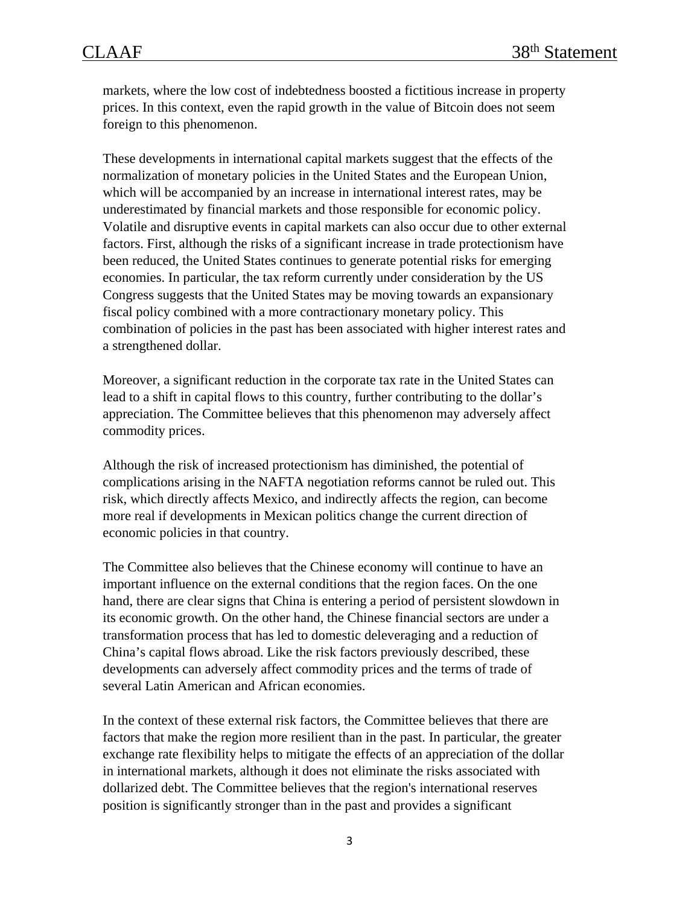markets, where the low cost of indebtedness boosted a fictitious increase in property prices. In this context, even the rapid growth in the value of Bitcoin does not seem foreign to this phenomenon.

These developments in international capital markets suggest that the effects of the normalization of monetary policies in the United States and the European Union, which will be accompanied by an increase in international interest rates, may be underestimated by financial markets and those responsible for economic policy. Volatile and disruptive events in capital markets can also occur due to other external factors. First, although the risks of a significant increase in trade protectionism have been reduced, the United States continues to generate potential risks for emerging economies. In particular, the tax reform currently under consideration by the US Congress suggests that the United States may be moving towards an expansionary fiscal policy combined with a more contractionary monetary policy. This combination of policies in the past has been associated with higher interest rates and a strengthened dollar.

Moreover, a significant reduction in the corporate tax rate in the United States can lead to a shift in capital flows to this country, further contributing to the dollar's appreciation. The Committee believes that this phenomenon may adversely affect commodity prices.

Although the risk of increased protectionism has diminished, the potential of complications arising in the NAFTA negotiation reforms cannot be ruled out. This risk, which directly affects Mexico, and indirectly affects the region, can become more real if developments in Mexican politics change the current direction of economic policies in that country.

The Committee also believes that the Chinese economy will continue to have an important influence on the external conditions that the region faces. On the one hand, there are clear signs that China is entering a period of persistent slowdown in its economic growth. On the other hand, the Chinese financial sectors are under a transformation process that has led to domestic deleveraging and a reduction of China's capital flows abroad. Like the risk factors previously described, these developments can adversely affect commodity prices and the terms of trade of several Latin American and African economies.

In the context of these external risk factors, the Committee believes that there are factors that make the region more resilient than in the past. In particular, the greater exchange rate flexibility helps to mitigate the effects of an appreciation of the dollar in international markets, although it does not eliminate the risks associated with dollarized debt. The Committee believes that the region's international reserves position is significantly stronger than in the past and provides a significant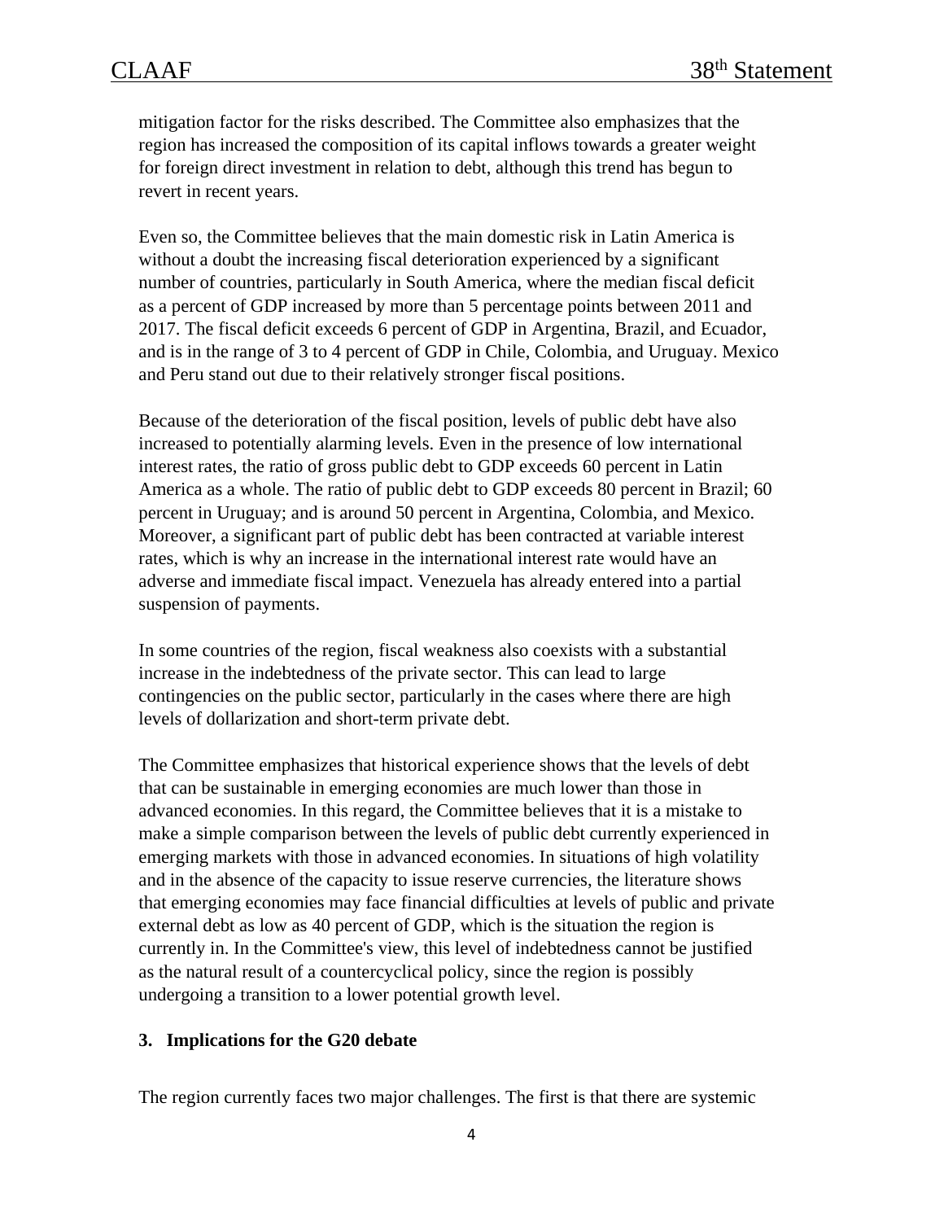mitigation factor for the risks described. The Committee also emphasizes that the region has increased the composition of its capital inflows towards a greater weight for foreign direct investment in relation to debt, although this trend has begun to revert in recent years.

Even so, the Committee believes that the main domestic risk in Latin America is without a doubt the increasing fiscal deterioration experienced by a significant number of countries, particularly in South America, where the median fiscal deficit as a percent of GDP increased by more than 5 percentage points between 2011 and 2017. The fiscal deficit exceeds 6 percent of GDP in Argentina, Brazil, and Ecuador, and is in the range of 3 to 4 percent of GDP in Chile, Colombia, and Uruguay. Mexico and Peru stand out due to their relatively stronger fiscal positions.

Because of the deterioration of the fiscal position, levels of public debt have also increased to potentially alarming levels. Even in the presence of low international interest rates, the ratio of gross public debt to GDP exceeds 60 percent in Latin America as a whole. The ratio of public debt to GDP exceeds 80 percent in Brazil; 60 percent in Uruguay; and is around 50 percent in Argentina, Colombia, and Mexico. Moreover, a significant part of public debt has been contracted at variable interest rates, which is why an increase in the international interest rate would have an adverse and immediate fiscal impact. Venezuela has already entered into a partial suspension of payments.

In some countries of the region, fiscal weakness also coexists with a substantial increase in the indebtedness of the private sector. This can lead to large contingencies on the public sector, particularly in the cases where there are high levels of dollarization and short-term private debt.

The Committee emphasizes that historical experience shows that the levels of debt that can be sustainable in emerging economies are much lower than those in advanced economies. In this regard, the Committee believes that it is a mistake to make a simple comparison between the levels of public debt currently experienced in emerging markets with those in advanced economies. In situations of high volatility and in the absence of the capacity to issue reserve currencies, the literature shows that emerging economies may face financial difficulties at levels of public and private external debt as low as 40 percent of GDP, which is the situation the region is currently in. In the Committee's view, this level of indebtedness cannot be justified as the natural result of a countercyclical policy, since the region is possibly undergoing a transition to a lower potential growth level.

## 3. Implications for the G20 debate

The region currently faces two major challenges. The first is that there are systemic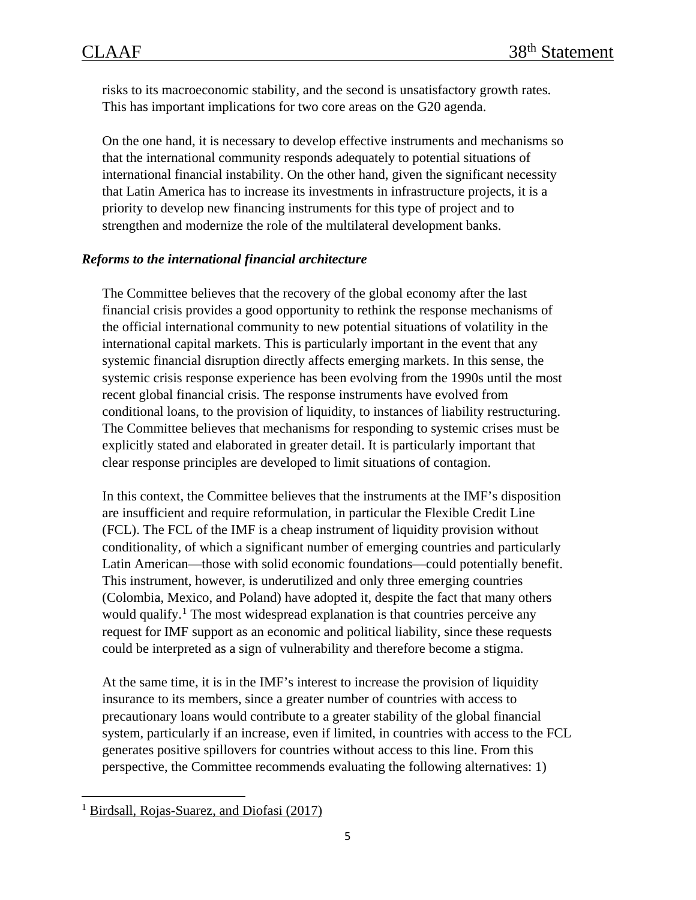risks to its macroeconomic stability, and the second is unsatisfactory growth rates. This has important implications for two core areas on the G20 agenda.

On the one hand, it is necessary to develop effective instruments and mechanisms so that the international community responds adequately to potential situations of international financial instability. On the other hand, given the significant necessity that Latin America has to increase its investments in infrastructure projects, it is a priority to develop new financing instruments for this type of project and to strengthen and modernize the role of the multilateral development banks.

***Reforms to the international financial architecture***

The Committee believes that the recovery of the global economy after the last financial crisis provides a good opportunity to rethink the response mechanisms of the official international community to new potential situations of volatility in the international capital markets. This is particularly important in the event that any systemic financial disruption directly affects emerging markets. In this sense, the systemic crisis response experience has been evolving from the 1990s until the most recent global financial crisis. The response instruments have evolved from conditional loans, to the provision of liquidity, to instances of liability restructuring. The Committee believes that mechanisms for responding to systemic crises must be explicitly stated and elaborated in greater detail. It is particularly important that clear response principles are developed to limit situations of contagion.

In this context, the Committee believes that the instruments at the IMF's disposition are insufficient and require reformulation, in particular the Flexible Credit Line (FCL). The FCL of the IMF is a cheap instrument of liquidity provision without conditionality, of which a significant number of emerging countries and particularly Latin American—those with solid economic foundations—could potentially benefit. This instrument, however, is underutilized and only three emerging countries (Colombia, Mexico, and Poland) have adopted it, despite the fact that many others would qualify.[1] The most widespread explanation is that countries perceive any request for IMF support as an economic and political liability, since these requests could be interpreted as a sign of vulnerability and therefore become a stigma.

At the same time, it is in the IMF's interest to increase the provision of liquidity insurance to its members, since a greater number of countries with access to precautionary loans would contribute to a greater stability of the global financial system, particularly if an increase, even if limited, in countries with access to the FCL generates positive spillovers for countries without access to this line. From this perspective, the Committee recommends evaluating the following alternatives: 1)

[1] Birdsall, Rojas-Suarez, and Diofasi (2017)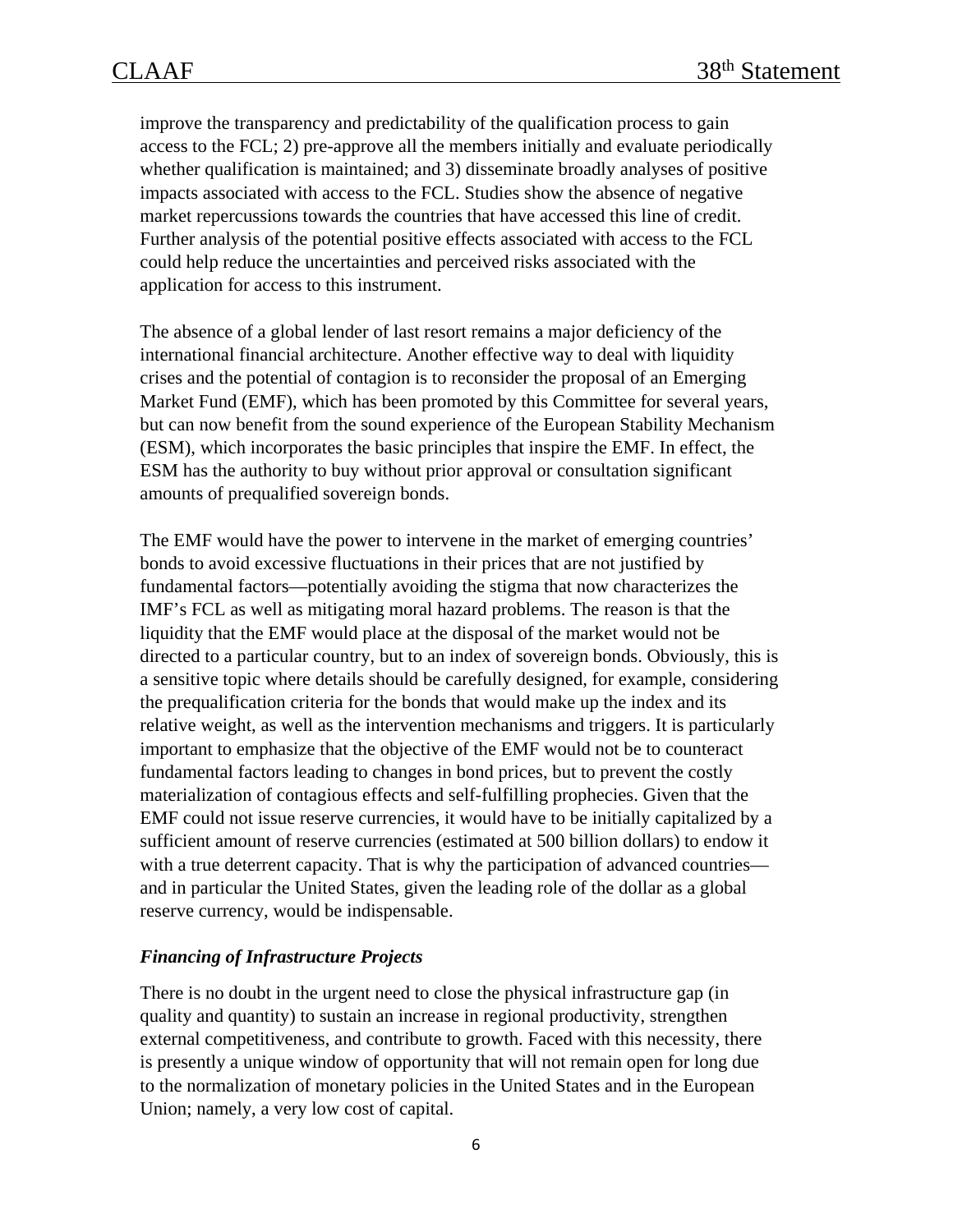improve the transparency and predictability of the qualification process to gain access to the FCL; 2) pre-approve all the members initially and evaluate periodically whether qualification is maintained; and 3) disseminate broadly analyses of positive impacts associated with access to the FCL. Studies show the absence of negative market repercussions towards the countries that have accessed this line of credit. Further analysis of the potential positive effects associated with access to the FCL could help reduce the uncertainties and perceived risks associated with the application for access to this instrument.

The absence of a global lender of last resort remains a major deficiency of the international financial architecture. Another effective way to deal with liquidity crises and the potential of contagion is to reconsider the proposal of an Emerging Market Fund (EMF), which has been promoted by this Committee for several years, but can now benefit from the sound experience of the European Stability Mechanism (ESM), which incorporates the basic principles that inspire the EMF. In effect, the ESM has the authority to buy without prior approval or consultation significant amounts of prequalified sovereign bonds.

The EMF would have the power to intervene in the market of emerging countries' bonds to avoid excessive fluctuations in their prices that are not justified by fundamental factors—potentially avoiding the stigma that now characterizes the IMF's FCL as well as mitigating moral hazard problems. The reason is that the liquidity that the EMF would place at the disposal of the market would not be directed to a particular country, but to an index of sovereign bonds. Obviously, this is a sensitive topic where details should be carefully designed, for example, considering the prequalification criteria for the bonds that would make up the index and its relative weight, as well as the intervention mechanisms and triggers. It is particularly important to emphasize that the objective of the EMF would not be to counteract fundamental factors leading to changes in bond prices, but to prevent the costly materialization of contagious effects and self-fulfilling prophecies. Given that the EMF could not issue reserve currencies, it would have to be initially capitalized by a sufficient amount of reserve currencies (estimated at 500 billion dollars) to endow it with a true deterrent capacity. That is why the participation of advanced countries—and in particular the United States, given the leading role of the dollar as a global reserve currency, would be indispensable.

### *Financing of Infrastructure Projects*

There is no doubt in the urgent need to close the physical infrastructure gap (in quality and quantity) to sustain an increase in regional productivity, strengthen external competitiveness, and contribute to growth. Faced with this necessity, there is presently a unique window of opportunity that will not remain open for long due to the normalization of monetary policies in the United States and in the European Union; namely, a very low cost of capital.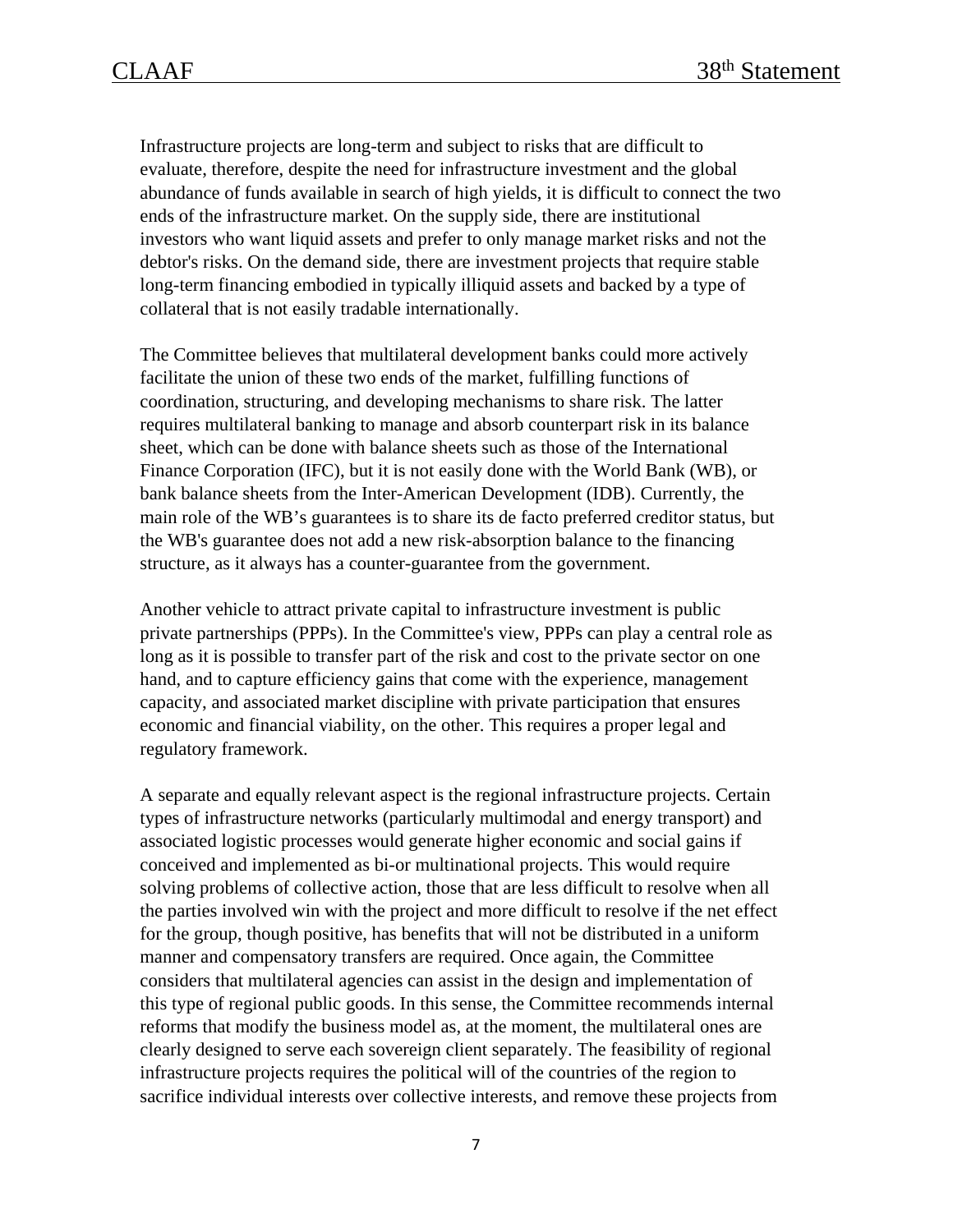Infrastructure projects are long-term and subject to risks that are difficult to evaluate, therefore, despite the need for infrastructure investment and the global abundance of funds available in search of high yields, it is difficult to connect the two ends of the infrastructure market. On the supply side, there are institutional investors who want liquid assets and prefer to only manage market risks and not the debtor's risks. On the demand side, there are investment projects that require stable long-term financing embodied in typically illiquid assets and backed by a type of collateral that is not easily tradable internationally.

The Committee believes that multilateral development banks could more actively facilitate the union of these two ends of the market, fulfilling functions of coordination, structuring, and developing mechanisms to share risk. The latter requires multilateral banking to manage and absorb counterpart risk in its balance sheet, which can be done with balance sheets such as those of the International Finance Corporation (IFC), but it is not easily done with the World Bank (WB), or bank balance sheets from the Inter-American Development (IDB). Currently, the main role of the WB's guarantees is to share its de facto preferred creditor status, but the WB's guarantee does not add a new risk-absorption balance to the financing structure, as it always has a counter-guarantee from the government.

Another vehicle to attract private capital to infrastructure investment is public private partnerships (PPPs). In the Committee's view, PPPs can play a central role as long as it is possible to transfer part of the risk and cost to the private sector on one hand, and to capture efficiency gains that come with the experience, management capacity, and associated market discipline with private participation that ensures economic and financial viability, on the other. This requires a proper legal and regulatory framework.

A separate and equally relevant aspect is the regional infrastructure projects. Certain types of infrastructure networks (particularly multimodal and energy transport) and associated logistic processes would generate higher economic and social gains if conceived and implemented as bi-or multinational projects. This would require solving problems of collective action, those that are less difficult to resolve when all the parties involved win with the project and more difficult to resolve if the net effect for the group, though positive, has benefits that will not be distributed in a uniform manner and compensatory transfers are required. Once again, the Committee considers that multilateral agencies can assist in the design and implementation of this type of regional public goods. In this sense, the Committee recommends internal reforms that modify the business model as, at the moment, the multilateral ones are clearly designed to serve each sovereign client separately. The feasibility of regional infrastructure projects requires the political will of the countries of the region to sacrifice individual interests over collective interests, and remove these projects from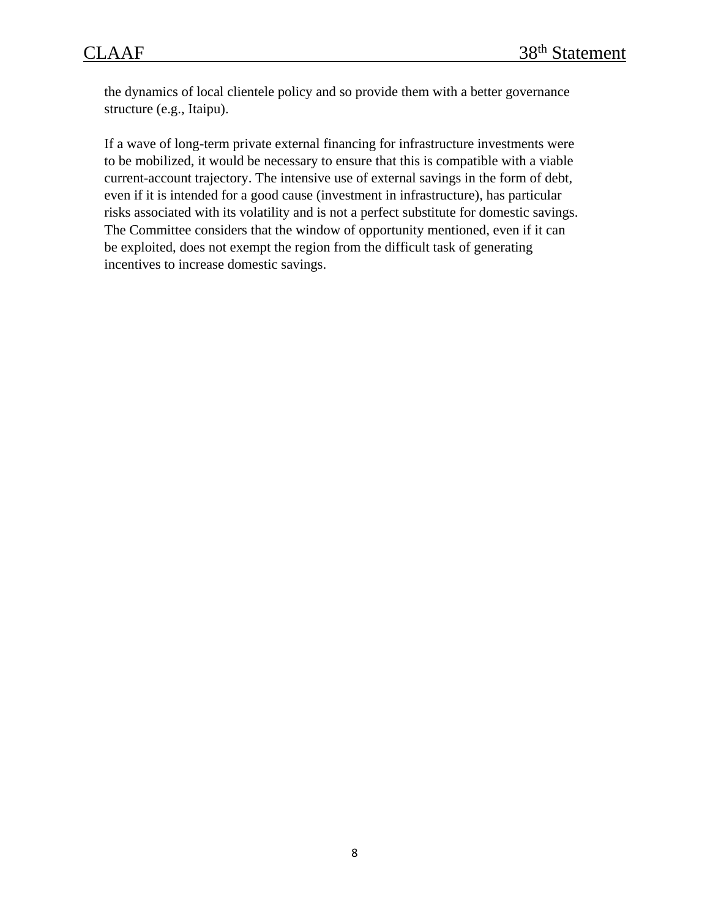the dynamics of local clientele policy and so provide them with a better governance structure (e.g., Itaipu).

If a wave of long-term private external financing for infrastructure investments were to be mobilized, it would be necessary to ensure that this is compatible with a viable current-account trajectory. The intensive use of external savings in the form of debt, even if it is intended for a good cause (investment in infrastructure), has particular risks associated with its volatility and is not a perfect substitute for domestic savings. The Committee considers that the window of opportunity mentioned, even if it can be exploited, does not exempt the region from the difficult task of generating incentives to increase domestic savings.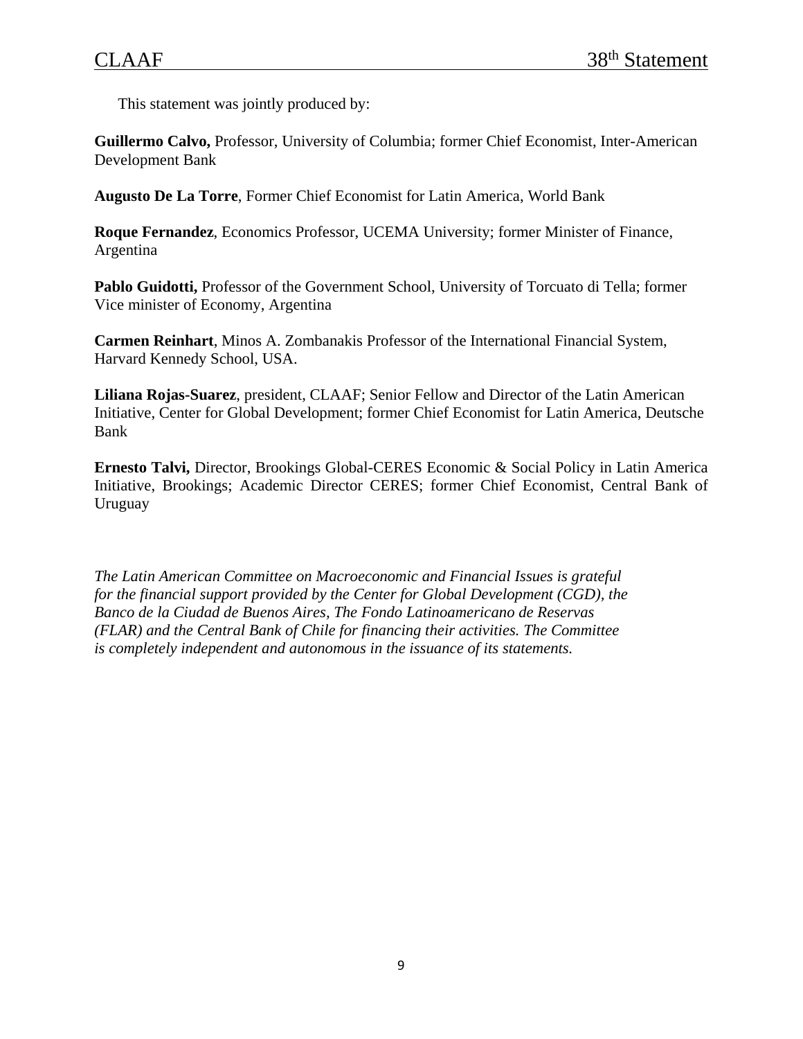This statement was jointly produced by:

**Guillermo Calvo,** Professor, University of Columbia; former Chief Economist, Inter-American Development Bank

**Augusto De La Torre**, Former Chief Economist for Latin America, World Bank

**Roque Fernandez**, Economics Professor, UCEMA University; former Minister of Finance, Argentina

**Pablo Guidotti,** Professor of the Government School, University of Torcuato di Tella; former Vice minister of Economy, Argentina

**Carmen Reinhart**, Minos A. Zombanakis Professor of the International Financial System, Harvard Kennedy School, USA.

**Liliana Rojas-Suarez**, president, CLAAF; Senior Fellow and Director of the Latin American Initiative, Center for Global Development; former Chief Economist for Latin America, Deutsche Bank

**Ernesto Talvi,** Director, Brookings Global-CERES Economic & Social Policy in Latin America Initiative, Brookings; Academic Director CERES; former Chief Economist, Central Bank of Uruguay

*The Latin American Committee on Macroeconomic and Financial Issues is grateful for the financial support provided by the Center for Global Development (CGD), the Banco de la Ciudad de Buenos Aires, The Fondo Latinoamericano de Reservas (FLAR) and the Central Bank of Chile for financing their activities. The Committee is completely independent and autonomous in the issuance of its statements.*